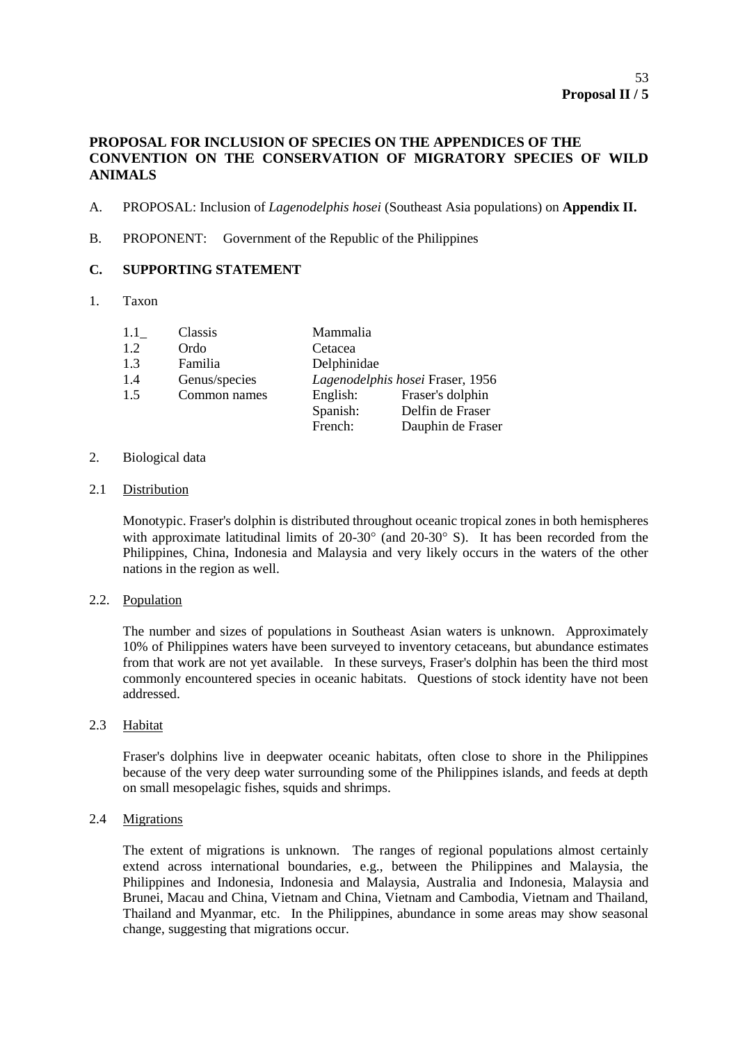**Proposal II / 5**

**PROPOSAL FOR INCLUSION OF SPECIES ON THE APPENDICES OF THE CONVENTION ON THE CONSERVATION OF MIGRATORY SPECIES OF WILD ANIMALS**

A. PROPOSAL: Inclusion of *Lagenodelphis hosei* (Southeast Asia populations) on **Appendix II.**

B. PROPONENT: Government of the Republic of the Philippines

**C. SUPPORTING STATEMENT**

1. Taxon

| | | | |
|---|---|---|---|
| 1.1_ | Classis | Mammalia | |
| 1.2 | Ordo | Cetacea | |
| 1.3 | Familia | Delphinidae | |
| 1.4 | Genus/species | *Lagenodelphis hosei* Fraser, 1956 | |
| 1.5 | Common names | English: | Fraser's dolphin |
| | | Spanish: | Delfin de Fraser |
| | | French: | Dauphin de Fraser |

2. Biological data

2.1 Distribution

Monotypic. Fraser's dolphin is distributed throughout oceanic tropical zones in both hemispheres with approximate latitudinal limits of 20-30° (and 20-30° S). It has been recorded from the Philippines, China, Indonesia and Malaysia and very likely occurs in the waters of the other nations in the region as well.

2.2. Population

The number and sizes of populations in Southeast Asian waters is unknown. Approximately 10% of Philippines waters have been surveyed to inventory cetaceans, but abundance estimates from that work are not yet available. In these surveys, Fraser's dolphin has been the third most commonly encountered species in oceanic habitats. Questions of stock identity have not been addressed.

2.3 Habitat

Fraser's dolphins live in deepwater oceanic habitats, often close to shore in the Philippines because of the very deep water surrounding some of the Philippines islands, and feeds at depth on small mesopelagic fishes, squids and shrimps.

2.4 Migrations

The extent of migrations is unknown. The ranges of regional populations almost certainly extend across international boundaries, e.g., between the Philippines and Malaysia, the Philippines and Indonesia, Indonesia and Malaysia, Australia and Indonesia, Malaysia and Brunei, Macau and China, Vietnam and China, Vietnam and Cambodia, Vietnam and Thailand, Thailand and Myanmar, etc. In the Philippines, abundance in some areas may show seasonal change, suggesting that migrations occur.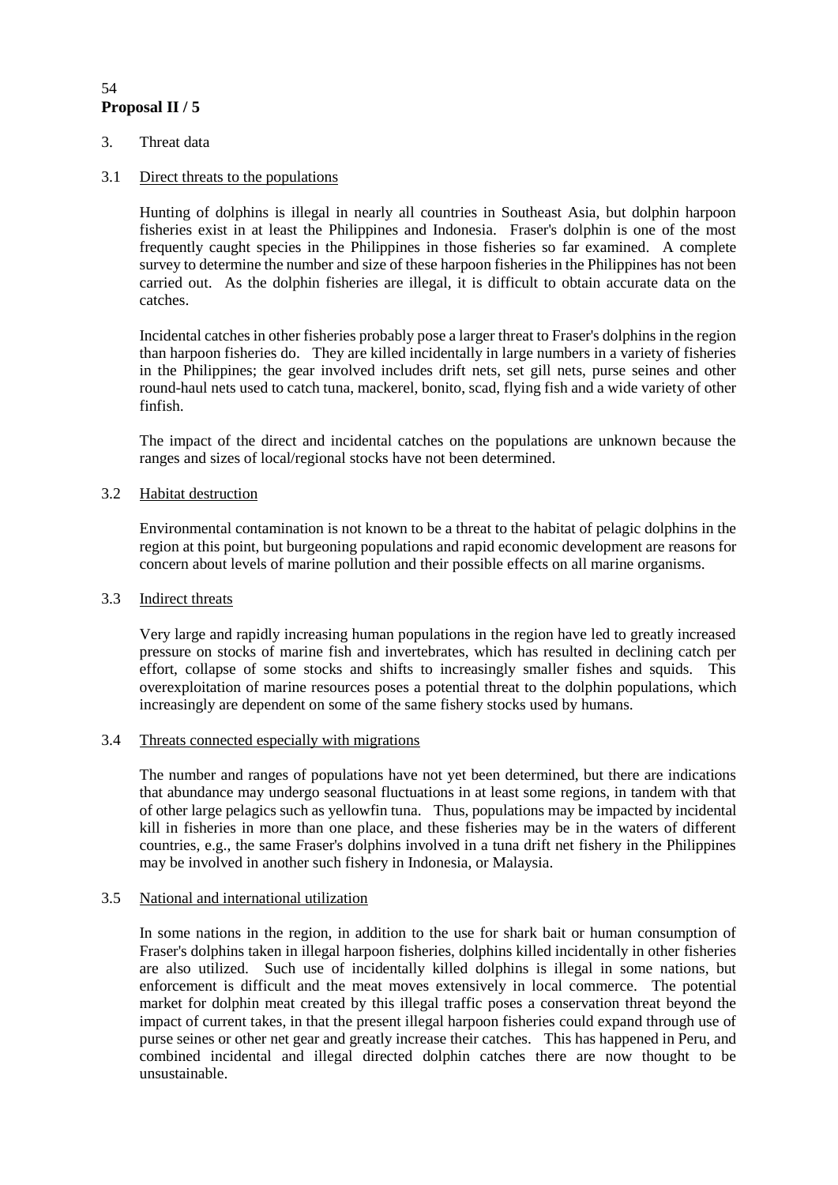**Proposal II / 5**

## 3. Threat data

### 3.1 Direct threats to the populations

Hunting of dolphins is illegal in nearly all countries in Southeast Asia, but dolphin harpoon fisheries exist in at least the Philippines and Indonesia. Fraser's dolphin is one of the most frequently caught species in the Philippines in those fisheries so far examined. A complete survey to determine the number and size of these harpoon fisheries in the Philippines has not been carried out. As the dolphin fisheries are illegal, it is difficult to obtain accurate data on the catches.

Incidental catches in other fisheries probably pose a larger threat to Fraser's dolphins in the region than harpoon fisheries do. They are killed incidentally in large numbers in a variety of fisheries in the Philippines; the gear involved includes drift nets, set gill nets, purse seines and other round-haul nets used to catch tuna, mackerel, bonito, scad, flying fish and a wide variety of other finfish.

The impact of the direct and incidental catches on the populations are unknown because the ranges and sizes of local/regional stocks have not been determined.

### 3.2 Habitat destruction

Environmental contamination is not known to be a threat to the habitat of pelagic dolphins in the region at this point, but burgeoning populations and rapid economic development are reasons for concern about levels of marine pollution and their possible effects on all marine organisms.

### 3.3 Indirect threats

Very large and rapidly increasing human populations in the region have led to greatly increased pressure on stocks of marine fish and invertebrates, which has resulted in declining catch per effort, collapse of some stocks and shifts to increasingly smaller fishes and squids. This overexploitation of marine resources poses a potential threat to the dolphin populations, which increasingly are dependent on some of the same fishery stocks used by humans.

### 3.4 Threats connected especially with migrations

The number and ranges of populations have not yet been determined, but there are indications that abundance may undergo seasonal fluctuations in at least some regions, in tandem with that of other large pelagics such as yellowfin tuna. Thus, populations may be impacted by incidental kill in fisheries in more than one place, and these fisheries may be in the waters of different countries, e.g., the same Fraser's dolphins involved in a tuna drift net fishery in the Philippines may be involved in another such fishery in Indonesia, or Malaysia.

### 3.5 National and international utilization

In some nations in the region, in addition to the use for shark bait or human consumption of Fraser's dolphins taken in illegal harpoon fisheries, dolphins killed incidentally in other fisheries are also utilized. Such use of incidentally killed dolphins is illegal in some nations, but enforcement is difficult and the meat moves extensively in local commerce. The potential market for dolphin meat created by this illegal traffic poses a conservation threat beyond the impact of current takes, in that the present illegal harpoon fisheries could expand through use of purse seines or other net gear and greatly increase their catches. This has happened in Peru, and combined incidental and illegal directed dolphin catches there are now thought to be unsustainable.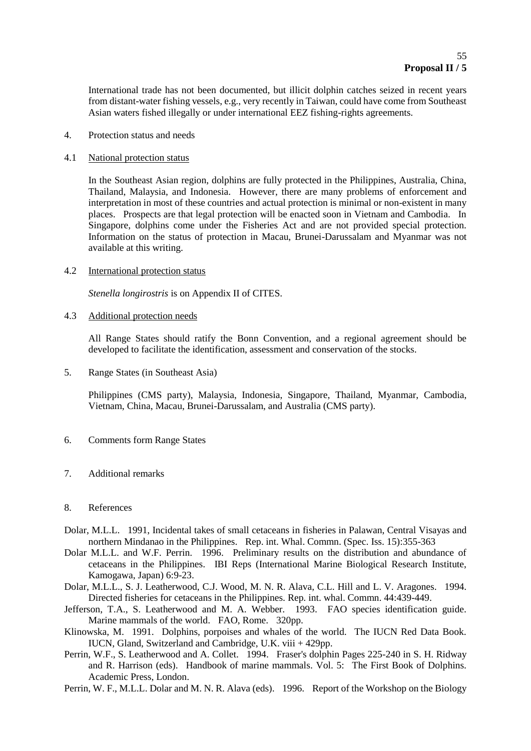International trade has not been documented, but illicit dolphin catches seized in recent years from distant-water fishing vessels, e.g., very recently in Taiwan, could have come from Southeast Asian waters fished illegally or under international EEZ fishing-rights agreements.

4. Protection status and needs

4.1 National protection status

In the Southeast Asian region, dolphins are fully protected in the Philippines, Australia, China, Thailand, Malaysia, and Indonesia. However, there are many problems of enforcement and interpretation in most of these countries and actual protection is minimal or non-existent in many places. Prospects are that legal protection will be enacted soon in Vietnam and Cambodia. In Singapore, dolphins come under the Fisheries Act and are not provided special protection. Information on the status of protection in Macau, Brunei-Darussalam and Myanmar was not available at this writing.

4.2 International protection status

*Stenella longirostris* is on Appendix II of CITES.

4.3 Additional protection needs

All Range States should ratify the Bonn Convention, and a regional agreement should be developed to facilitate the identification, assessment and conservation of the stocks.

5. Range States (in Southeast Asia)

Philippines (CMS party), Malaysia, Indonesia, Singapore, Thailand, Myanmar, Cambodia, Vietnam, China, Macau, Brunei-Darussalam, and Australia (CMS party).

6. Comments form Range States

7. Additional remarks

8. References

Dolar, M.L.L. 1991, Incidental takes of small cetaceans in fisheries in Palawan, Central Visayas and northern Mindanao in the Philippines. Rep. int. Whal. Commn. (Spec. Iss. 15):355-363

Dolar M.L.L. and W.F. Perrin. 1996. Preliminary results on the distribution and abundance of cetaceans in the Philippines. IBI Reps (International Marine Biological Research Institute, Kamogawa, Japan) 6:9-23.

Dolar, M.L.L., S. J. Leatherwood, C.J. Wood, M. N. R. Alava, C.L. Hill and L. V. Aragones. 1994. Directed fisheries for cetaceans in the Philippines. Rep. int. whal. Commn. 44:439-449.

Jefferson, T.A., S. Leatherwood and M. A. Webber. 1993. FAO species identification guide. Marine mammals of the world. FAO, Rome. 320pp.

Klinowska, M. 1991. Dolphins, porpoises and whales of the world. The IUCN Red Data Book. IUCN, Gland, Switzerland and Cambridge, U.K. viii + 429pp.

Perrin, W.F., S. Leatherwood and A. Collet. 1994. Fraser's dolphin Pages 225-240 in S. H. Ridway and R. Harrison (eds). Handbook of marine mammals. Vol. 5: The First Book of Dolphins. Academic Press, London.

Perrin, W. F., M.L.L. Dolar and M. N. R. Alava (eds). 1996. Report of the Workshop on the Biology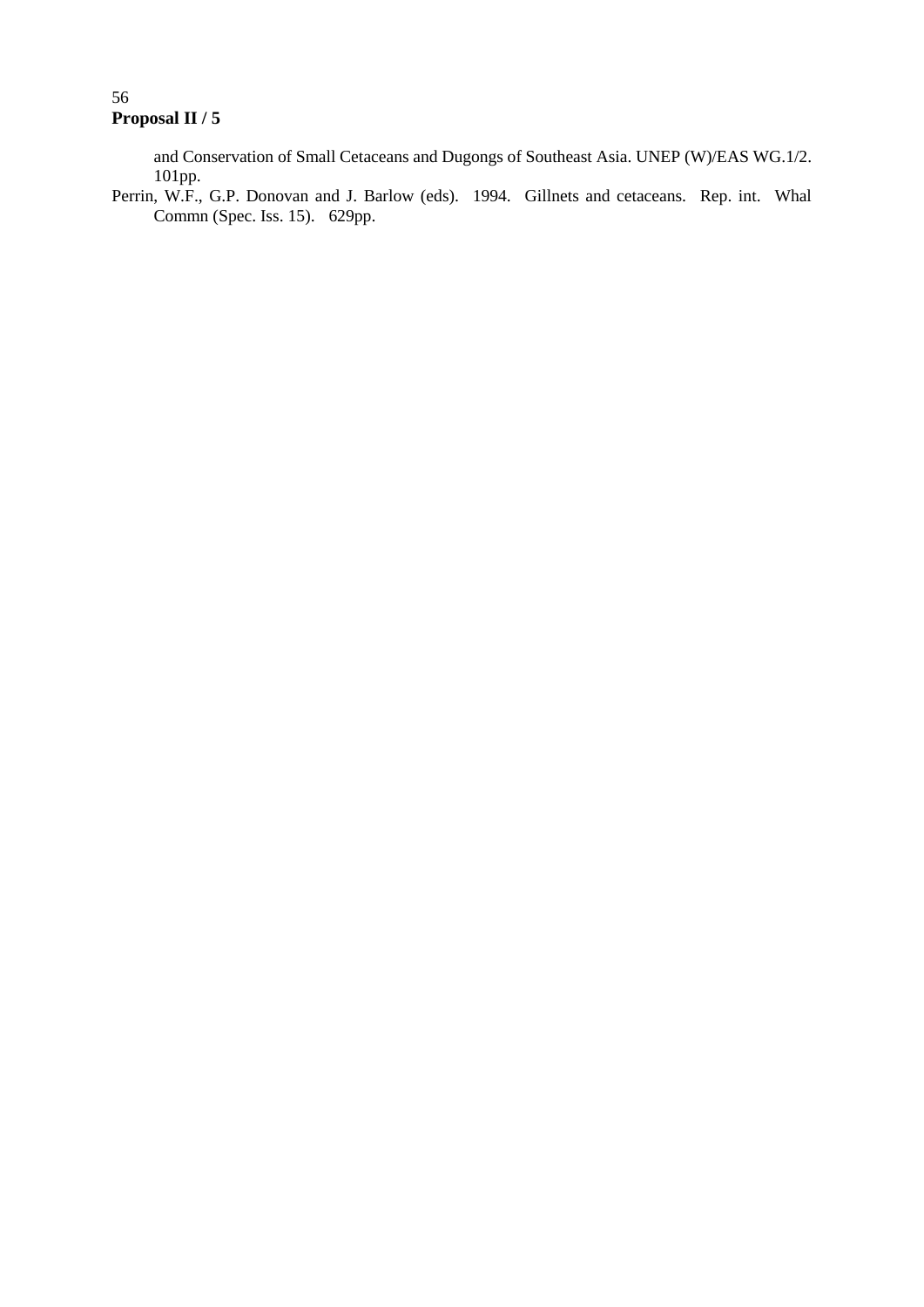and Conservation of Small Cetaceans and Dugongs of Southeast Asia. UNEP (W)/EAS WG.1/2. 101pp.

Perrin, W.F., G.P. Donovan and J. Barlow (eds). 1994. Gillnets and cetaceans. Rep. int. Whal Commn (Spec. Iss. 15). 629pp.